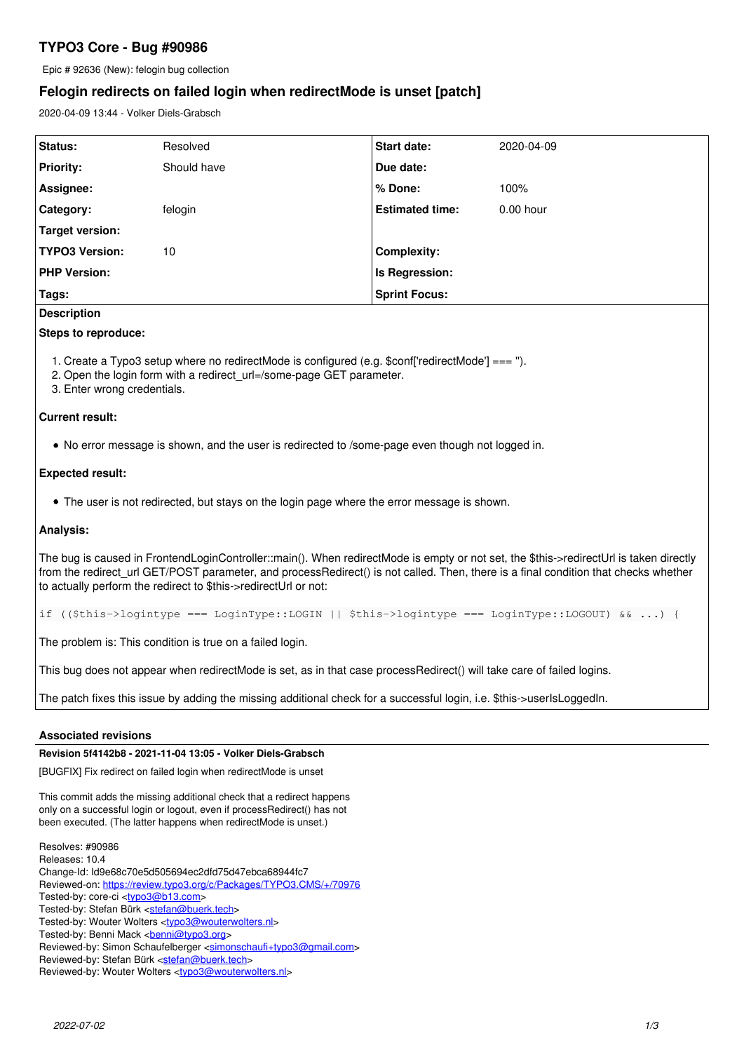# TYPO3 Core - Bug #90986

Epic # 92636 (New): felogin bug collection

## Felogin redirects on failed login when redirectMode is unset [patch]

2020-04-09 13:44 - Volker Diels-Grabsch

| Status: | Resolved | Start date: | 2020-04-09 |
| --- | --- | --- | --- |
| Priority: | Should have | Due date: | |
| Assignee: | | % Done: | 100% |
| Category: | felogin | Estimated time: | 0.00 hour |
| Target version: | | | |
| TYPO3 Version: | 10 | Complexity: | |
| PHP Version: | | Is Regression: | |
| Tags: | | Sprint Focus: | |

**Description**

**Steps to reproduce:**

1. Create a Typo3 setup where no redirectMode is configured (e.g. $conf['redirectMode'] === '').
2. Open the login form with a redirect_url=/some-page GET parameter.
3. Enter wrong credentials.

**Current result:**

- No error message is shown, and the user is redirected to /some-page even though not logged in.

**Expected result:**

- The user is not redirected, but stays on the login page where the error message is shown.

**Analysis:**

The bug is caused in FrontendLoginController::main(). When redirectMode is empty or not set, the $this->redirectUrl is taken directly from the redirect_url GET/POST parameter, and processRedirect() is not called. Then, there is a final condition that checks whether to actually perform the redirect to $this->redirectUrl or not:

```
if (($this->logintype === LoginType::LOGIN || $this->logintype === LoginType::LOGOUT) && ...) {
```

The problem is: This condition is true on a failed login.

This bug does not appear when redirectMode is set, as in that case processRedirect() will take care of failed logins.

The patch fixes this issue by adding the missing additional check for a successful login, i.e. $this->userIsLoggedIn.

### Associated revisions

**Revision 5f4142b8 - 2021-11-04 13:05 - Volker Diels-Grabsch**

[BUGFIX] Fix redirect on failed login when redirectMode is unset

This commit adds the missing additional check that a redirect happens
only on a successful login or logout, even if processRedirect() has not
been executed. (The latter happens when redirectMode is unset.)

Resolves: #90986
Releases: 10.4
Change-Id: Id9e68c70e5d505694ec2dfd75d47ebca68944fc7
Reviewed-on: https://review.typo3.org/c/Packages/TYPO3.CMS/+/70976
Tested-by: core-ci <typo3@b13.com>
Tested-by: Stefan Bürk <stefan@buerk.tech>
Tested-by: Wouter Wolters <typo3@wouterwolters.nl>
Tested-by: Benni Mack <benni@typo3.org>
Reviewed-by: Simon Schaufelberger <simonschaufi+typo3@gmail.com>
Reviewed-by: Stefan Bürk <stefan@buerk.tech>
Reviewed-by: Wouter Wolters <typo3@wouterwolters.nl>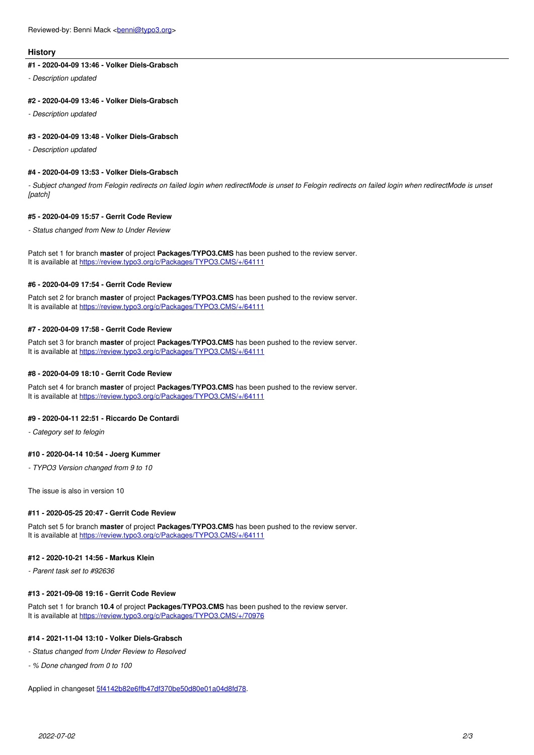Reviewed-by: Benni Mack <benni@typo3.org>

## History

#### #1 - 2020-04-09 13:46 - Volker Diels-Grabsch

*- Description updated*

#### #2 - 2020-04-09 13:46 - Volker Diels-Grabsch

*- Description updated*

#### #3 - 2020-04-09 13:48 - Volker Diels-Grabsch

*- Description updated*

#### #4 - 2020-04-09 13:53 - Volker Diels-Grabsch

*- Subject changed from Felogin redirects on failed login when redirectMode is unset to Felogin redirects on failed login when redirectMode is unset [patch]*

#### #5 - 2020-04-09 15:57 - Gerrit Code Review

*- Status changed from New to Under Review*

Patch set 1 for branch **master** of project **Packages/TYPO3.CMS** has been pushed to the review server.
It is available at https://review.typo3.org/c/Packages/TYPO3.CMS/+/64111

#### #6 - 2020-04-09 17:54 - Gerrit Code Review

Patch set 2 for branch **master** of project **Packages/TYPO3.CMS** has been pushed to the review server.
It is available at https://review.typo3.org/c/Packages/TYPO3.CMS/+/64111

#### #7 - 2020-04-09 17:58 - Gerrit Code Review

Patch set 3 for branch **master** of project **Packages/TYPO3.CMS** has been pushed to the review server.
It is available at https://review.typo3.org/c/Packages/TYPO3.CMS/+/64111

#### #8 - 2020-04-09 18:10 - Gerrit Code Review

Patch set 4 for branch **master** of project **Packages/TYPO3.CMS** has been pushed to the review server.
It is available at https://review.typo3.org/c/Packages/TYPO3.CMS/+/64111

#### #9 - 2020-04-11 22:51 - Riccardo De Contardi

*- Category set to felogin*

#### #10 - 2020-04-14 10:54 - Joerg Kummer

*- TYPO3 Version changed from 9 to 10*

The issue is also in version 10

#### #11 - 2020-05-25 20:47 - Gerrit Code Review

Patch set 5 for branch **master** of project **Packages/TYPO3.CMS** has been pushed to the review server.
It is available at https://review.typo3.org/c/Packages/TYPO3.CMS/+/64111

#### #12 - 2020-10-21 14:56 - Markus Klein

*- Parent task set to #92636*

#### #13 - 2021-09-08 19:16 - Gerrit Code Review

Patch set 1 for branch **10.4** of project **Packages/TYPO3.CMS** has been pushed to the review server.
It is available at https://review.typo3.org/c/Packages/TYPO3.CMS/+/70976

#### #14 - 2021-11-04 13:10 - Volker Diels-Grabsch

*- Status changed from Under Review to Resolved*

*- % Done changed from 0 to 100*

Applied in changeset 5f4142b82e6ffb47df370be50d80e01a04d8fd78.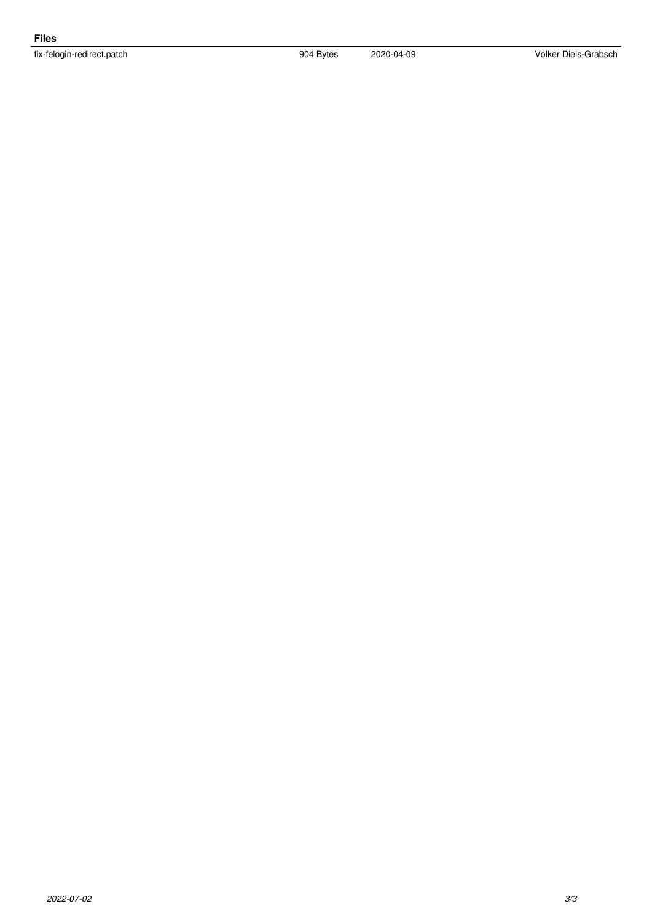**Files**

| | | | |
|---|---|---|---|
| fix-felogin-redirect.patch | 904 Bytes | 2020-04-09 | Volker Diels-Grabsch |